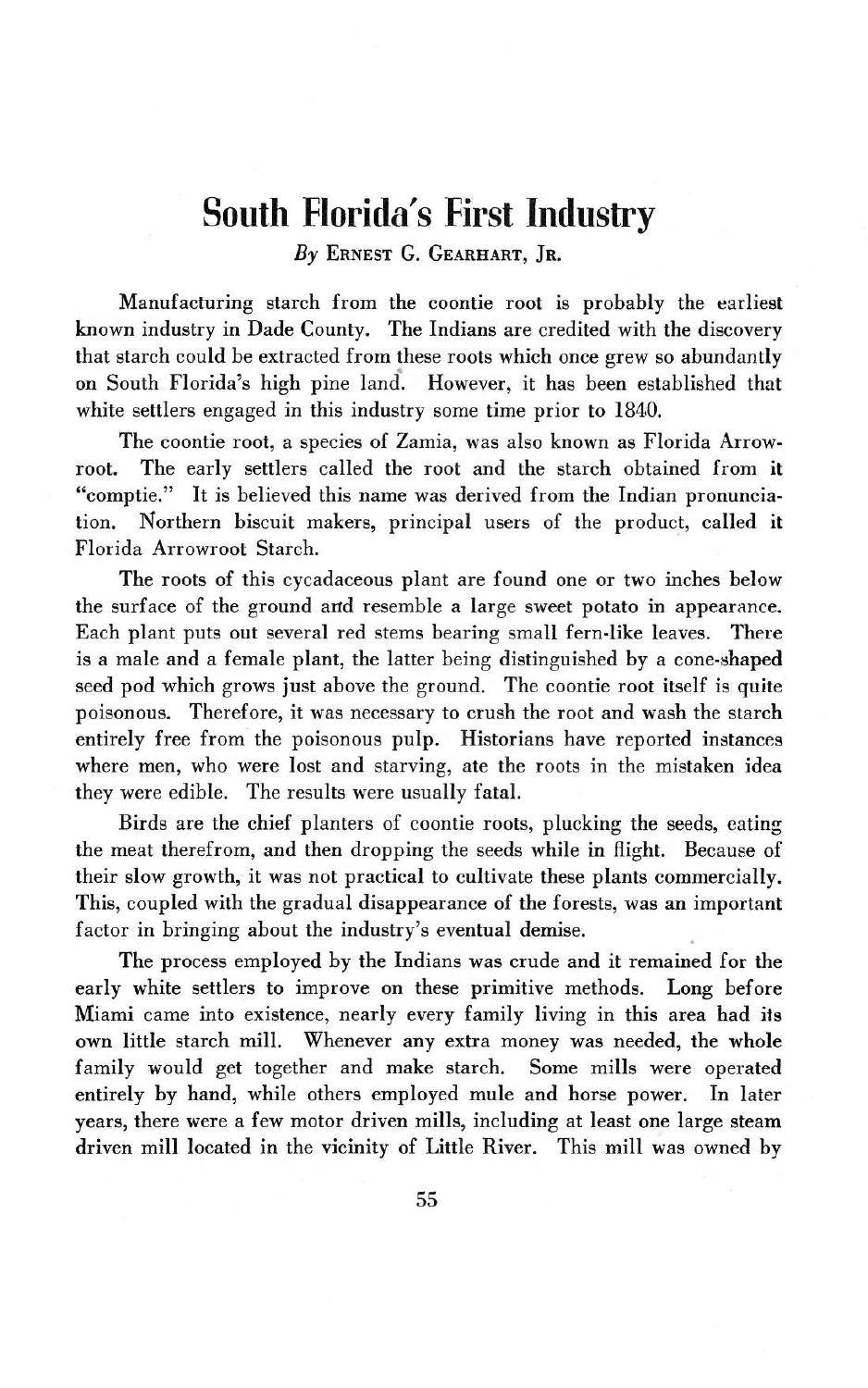# South Florida's First Industry

*By* Ernest G. Gearhart, Jr.

Manufacturing starch from the coontie root is probably the earliest known industry in Dade County. The Indians are credited with the discovery that starch could be extracted from these roots which once grew so abundantly on South Florida's high pine land. However, it has been established that white settlers engaged in this industry some time prior to 1840.

The coontie root, a species of Zamia, was also known as Florida Arrowroot. The early settlers called the root and the starch obtained from it "comptie." It is believed this name was derived from the Indian pronunciation. Northern biscuit makers, principal users of the product, called it Florida Arrowroot Starch.

The roots of this cycadaceous plant are found one or two inches below the surface of the ground and resemble a large sweet potato in appearance. Each plant puts out several red stems bearing small fern-like leaves. There is a male and a female plant, the latter being distinguished by a cone-shaped seed pod which grows just above the ground. The coontie root itself is quite poisonous. Therefore, it was necessary to crush the root and wash the starch entirely free from the poisonous pulp. Historians have reported instances where men, who were lost and starving, ate the roots in the mistaken idea they were edible. The results were usually fatal.

Birds are the chief planters of coontie roots, plucking the seeds, eating the meat therefrom, and then dropping the seeds while in flight. Because of their slow growth, it was not practical to cultivate these plants commercially. This, coupled with the gradual disappearance of the forests, was an important factor in bringing about the industry's eventual demise.

The process employed by the Indians was crude and it remained for the early white settlers to improve on these primitive methods. Long before Miami came into existence, nearly every family living in this area had its own little starch mill. Whenever any extra money was needed, the whole family would get together and make starch. Some mills were operated entirely by hand, while others employed mule and horse power. In later years, there were a few motor driven mills, including at least one large steam driven mill located in the vicinity of Little River. This mill was owned by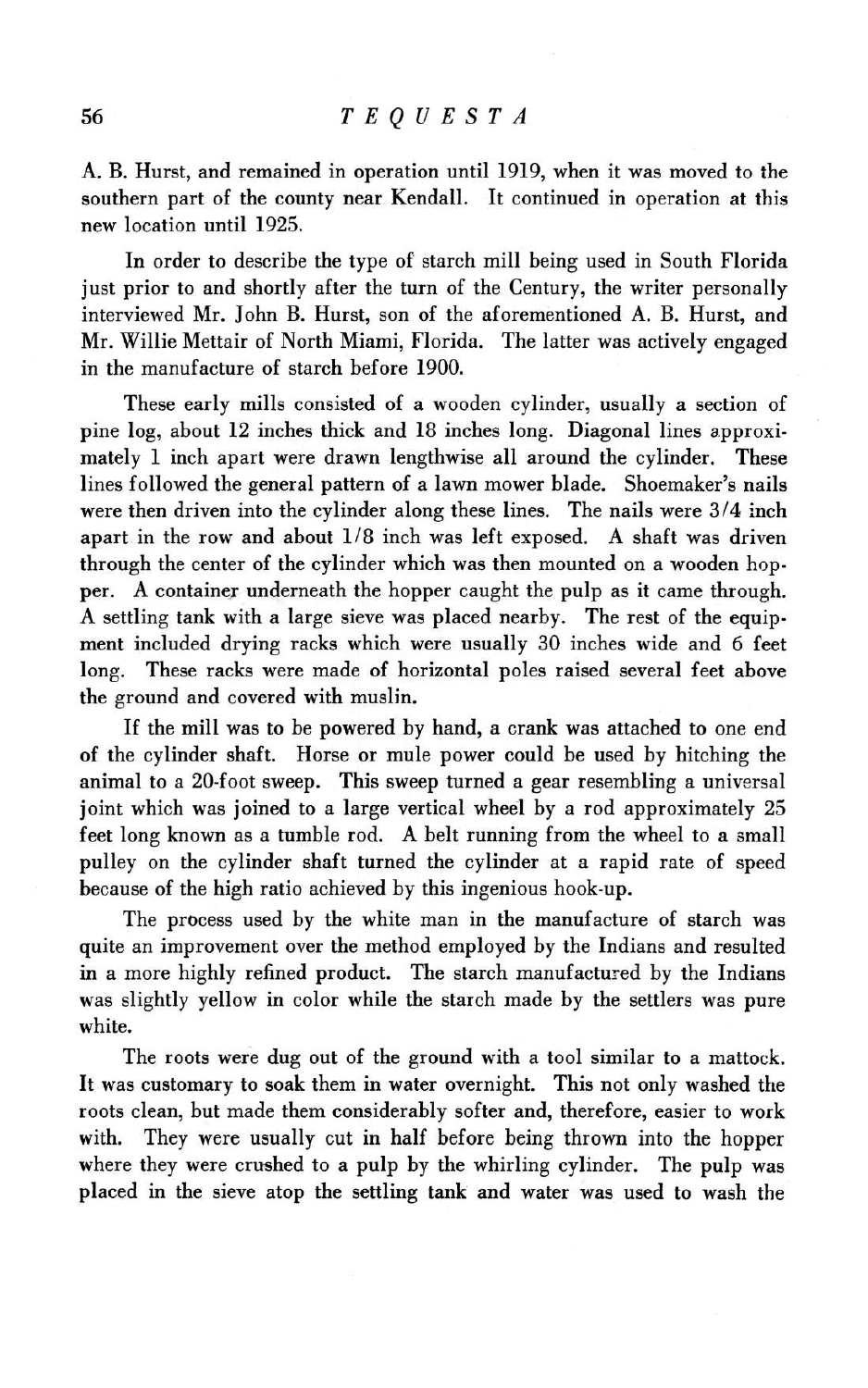A. B. Hurst, and remained in operation until 1919, when it was moved to the southern part of the county near Kendall. It continued in operation at this new location until 1925.

In order to describe the type of starch mill being used in South Florida just prior to and shortly after the turn of the Century, the writer personally interviewed Mr. John B. Hurst, son of the aforementioned A. B. Hurst, and Mr. Willie Mettair of North Miami, Florida. The latter was actively engaged in the manufacture of starch before 1900.

These early mills consisted of a wooden cylinder, usually a section of pine log, about 12 inches thick and 18 inches long. Diagonal lines approximately 1 inch apart were drawn lengthwise all around the cylinder. These lines followed the general pattern of a lawn mower blade. Shoemaker's nails were then driven into the cylinder along these lines. The nails were 3/4 inch apart in the row and about 1/8 inch was left exposed. A shaft was driven through the center of the cylinder which was then mounted on a wooden hopper. A container underneath the hopper caught the pulp as it came through. A settling tank with a large sieve was placed nearby. The rest of the equipment included drying racks which were usually 30 inches wide and 6 feet long. These racks were made of horizontal poles raised several feet above the ground and covered with muslin.

If the mill was to be powered by hand, a crank was attached to one end of the cylinder shaft. Horse or mule power could be used by hitching the animal to a 20-foot sweep. This sweep turned a gear resembling a universal joint which was joined to a large vertical wheel by a rod approximately 25 feet long known as a tumble rod. A belt running from the wheel to a small pulley on the cylinder shaft turned the cylinder at a rapid rate of speed because of the high ratio achieved by this ingenious hook-up.

The process used by the white man in the manufacture of starch was quite an improvement over the method employed by the Indians and resulted in a more highly refined product. The starch manufactured by the Indians was slightly yellow in color while the starch made by the settlers was pure white.

The roots were dug out of the ground with a tool similar to a mattock. It was customary to soak them in water overnight. This not only washed the roots clean, but made them considerably softer and, therefore, easier to work with. They were usually cut in half before being thrown into the hopper where they were crushed to a pulp by the whirling cylinder. The pulp was placed in the sieve atop the settling tank and water was used to wash the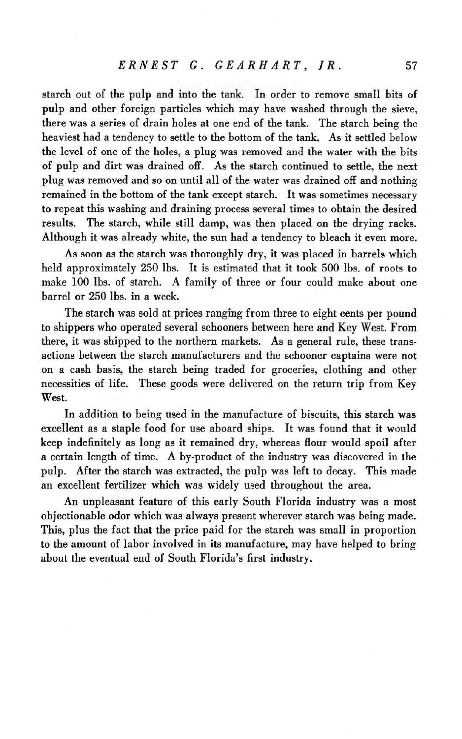starch out of the pulp and into the tank. In order to remove small bits of pulp and other foreign particles which may have washed through the sieve, there was a series of drain holes at one end of the tank. The starch being the heaviest had a tendency to settle to the bottom of the tank. As it settled below the level of one of the holes, a plug was removed and the water with the bits of pulp and dirt was drained off. As the starch continued to settle, the next plug was removed and so on until all of the water was drained off and nothing remained in the bottom of the tank except starch. It was sometimes necessary to repeat this washing and draining process several times to obtain the desired results. The starch, while still damp, was then placed on the drying racks. Although it was already white, the sun had a tendency to bleach it even more.

As soon as the starch was thoroughly dry, it was placed in barrels which held approximately 250 lbs. It is estimated that it took 500 lbs. of roots to make 100 lbs. of starch. A family of three or four could make about one barrel or 250 lbs. in a week.

The starch was sold at prices ranging from three to eight cents per pound to shippers who operated several schooners between here and Key West. From there, it was shipped to the northern markets. As a general rule, these transactions between the starch manufacturers and the schooner captains were not on a cash basis, the starch being traded for groceries, clothing and other necessities of life. These goods were delivered on the return trip from Key West.

In addition to being used in the manufacture of biscuits, this starch was excellent as a staple food for use aboard ships. It was found that it would keep indefinitely as long as it remained dry, whereas flour would spoil after a certain length of time. A by-product of the industry was discovered in the pulp. After the starch was extracted, the pulp was left to decay. This made an excellent fertilizer which was widely used throughout the area.

An unpleasant feature of this early South Florida industry was a most objectionable odor which was always present wherever starch was being made. This, plus the fact that the price paid for the starch was small in proportion to the amount of labor involved in its manufacture, may have helped to bring about the eventual end of South Florida's first industry.